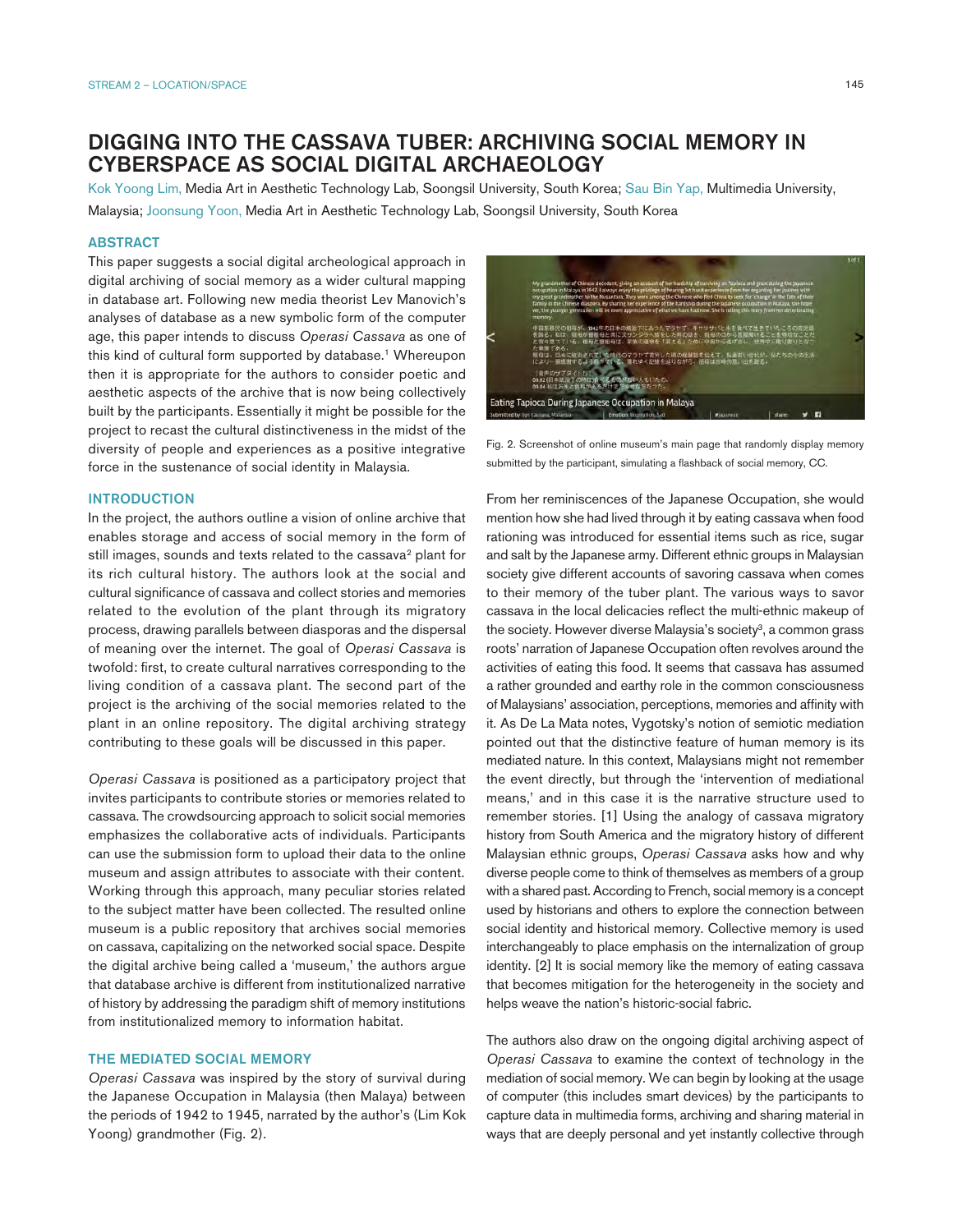# DIGGING INTO THE CASSAVA TUBER: ARCHIVING SOCIAL MEMORY IN CYBERSPACE AS SOCIAL DIGITAL ARCHAEOLOGY

Kok Yoong Lim, Media Art in Aesthetic Technology Lab, Soongsil University, South Korea; Sau Bin Yap, Multimedia University, Malaysia; Joonsung Yoon, Media Art in Aesthetic Technology Lab, Soongsil University, South Korea

## ABSTRACT

This paper suggests a social digital archeological approach in digital archiving of social memory as a wider cultural mapping in database art. Following new media theorist Lev Manovich's analyses of database as a new symbolic form of the computer age, this paper intends to discuss *Operasi Cassava* as one of this kind of cultural form supported by database.[1] Whereupon then it is appropriate for the authors to consider poetic and aesthetic aspects of the archive that is now being collectively built by the participants. Essentially it might be possible for the project to recast the cultural distinctiveness in the midst of the diversity of people and experiences as a positive integrative force in the sustenance of social identity in Malaysia.

## INTRODUCTION

In the project, the authors outline a vision of online archive that enables storage and access of social memory in the form of still images, sounds and texts related to the cassava[2] plant for its rich cultural history. The authors look at the social and cultural significance of cassava and collect stories and memories related to the evolution of the plant through its migratory process, drawing parallels between diasporas and the dispersal of meaning over the internet. The goal of *Operasi Cassava* is twofold: first, to create cultural narratives corresponding to the living condition of a cassava plant. The second part of the project is the archiving of the social memories related to the plant in an online repository. The digital archiving strategy contributing to these goals will be discussed in this paper.

*Operasi Cassava* is positioned as a participatory project that invites participants to contribute stories or memories related to cassava. The crowdsourcing approach to solicit social memories emphasizes the collaborative acts of individuals. Participants can use the submission form to upload their data to the online museum and assign attributes to associate with their content. Working through this approach, many peculiar stories related to the subject matter have been collected. The resulted online museum is a public repository that archives social memories on cassava, capitalizing on the networked social space. Despite the digital archive being called a 'museum,' the authors argue that database archive is different from institutionalized narrative of history by addressing the paradigm shift of memory institutions from institutionalized memory to information habitat.

## THE MEDIATED SOCIAL MEMORY

*Operasi Cassava* was inspired by the story of survival during the Japanese Occupation in Malaysia (then Malaya) between the periods of 1942 to 1945, narrated by the author's (Lim Kok Yoong) grandmother (Fig. 2).

Fig. 2. Screenshot of online museum's main page that randomly display memory submitted by the participant, simulating a flashback of social memory, CC.

From her reminiscences of the Japanese Occupation, she would mention how she had lived through it by eating cassava when food rationing was introduced for essential items such as rice, sugar and salt by the Japanese army. Different ethnic groups in Malaysian society give different accounts of savoring cassava when comes to their memory of the tuber plant. The various ways to savor cassava in the local delicacies reflect the multi-ethnic makeup of the society. However diverse Malaysia's society[3], a common grass roots' narration of Japanese Occupation often revolves around the activities of eating this food. It seems that cassava has assumed a rather grounded and earthy role in the common consciousness of Malaysians' association, perceptions, memories and affinity with it. As De La Mata notes, Vygotsky's notion of semiotic mediation pointed out that the distinctive feature of human memory is its mediated nature. In this context, Malaysians might not remember the event directly, but through the 'intervention of mediational means,' and in this case it is the narrative structure used to remember stories. [1] Using the analogy of cassava migratory history from South America and the migratory history of different Malaysian ethnic groups, *Operasi Cassava* asks how and why diverse people come to think of themselves as members of a group with a shared past. According to French, social memory is a concept used by historians and others to explore the connection between social identity and historical memory. Collective memory is used interchangeably to place emphasis on the internalization of group identity. [2] It is social memory like the memory of eating cassava that becomes mitigation for the heterogeneity in the society and helps weave the nation's historic-social fabric.

The authors also draw on the ongoing digital archiving aspect of *Operasi Cassava* to examine the context of technology in the mediation of social memory. We can begin by looking at the usage of computer (this includes smart devices) by the participants to capture data in multimedia forms, archiving and sharing material in ways that are deeply personal and yet instantly collective through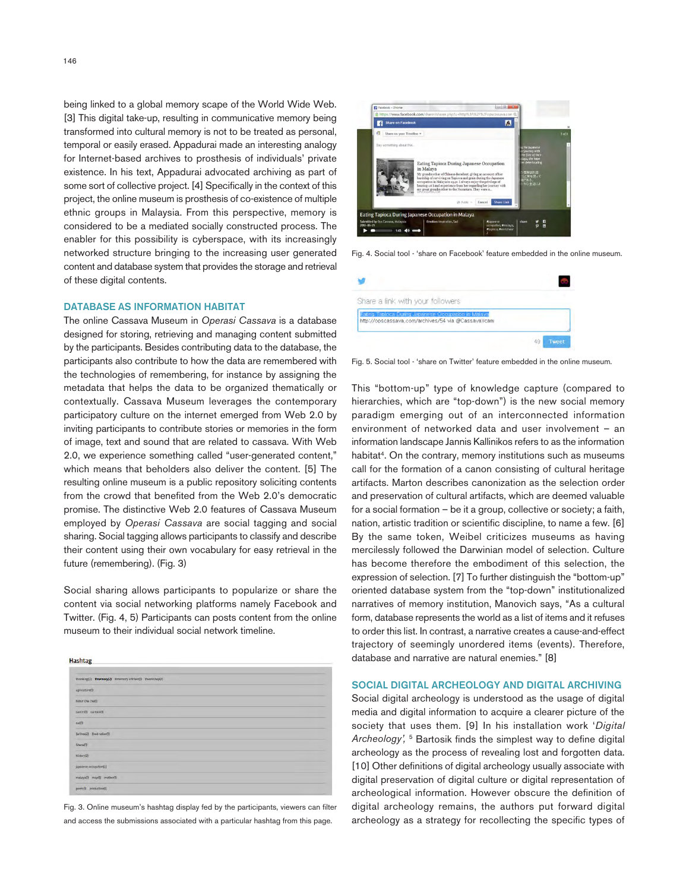being linked to a global memory scape of the World Wide Web. [3] This digital take-up, resulting in communicative memory being transformed into cultural memory is not to be treated as personal, temporal or easily erased. Appadurai made an interesting analogy for Internet-based archives to prosthesis of individuals' private existence. In his text, Appadurai advocated archiving as part of some sort of collective project. [4] Specifically in the context of this project, the online museum is prosthesis of co-existence of multiple ethnic groups in Malaysia. From this perspective, memory is considered to be a mediated socially constructed process. The enabler for this possibility is cyberspace, with its increasingly networked structure bringing to the increasing user generated content and database system that provides the storage and retrieval of these digital contents.

## DATABASE AS INFORMATION HABITAT

The online Cassava Museum in *Operasi Cassava* is a database designed for storing, retrieving and managing content submitted by the participants. Besides contributing data to the database, the participants also contribute to how the data are remembered with the technologies of remembering, for instance by assigning the metadata that helps the data to be organized thematically or contextually. Cassava Museum leverages the contemporary participatory culture on the internet emerged from Web 2.0 by inviting participants to contribute stories or memories in the form of image, text and sound that are related to cassava. With Web 2.0, we experience something called "user-generated content," which means that beholders also deliver the content. [5] The resulting online museum is a public repository soliciting contents from the crowd that benefited from the Web 2.0's democratic promise. The distinctive Web 2.0 features of Cassava Museum employed by *Operasi Cassava* are social tagging and social sharing. Social tagging allows participants to classify and describe their content using their own vocabulary for easy retrieval in the future (remembering). (Fig. 3)

Social sharing allows participants to popularize or share the content via social networking platforms namely Facebook and Twitter. (Fig. 4, 5) Participants can posts content from the online museum to their individual social network timeline.

Fig. 3. Online museum's hashtag display fed by the participants, viewers can filter and access the submissions associated with a particular hashtag from this page.

Fig. 4. Social tool - 'share on Facebook' feature embedded in the online museum.

Fig. 5. Social tool - 'share on Twitter' feature embedded in the online museum.

This "bottom-up" type of knowledge capture (compared to hierarchies, which are "top-down") is the new social memory paradigm emerging out of an interconnected information environment of networked data and user involvement – an information landscape Jannis Kallinikos refers to as the information habitat[4]. On the contrary, memory institutions such as museums call for the formation of a canon consisting of items and cultural heritage artifacts. Marton describes canonization as the selection order and preservation of cultural artifacts, which are deemed valuable for a social formation – be it a group, collective or society; a faith, nation, artistic tradition or scientific discipline, to name a few. [6] By the same token, Weibel criticizes museums as having mercilessly followed the Darwinian model of selection. Culture has become therefore the embodiment of this selection, the expression of selection. [7] To further distinguish the "bottom-up" oriented database system from the "top-down" institutionalized narratives of memory institution, Manovich says, "As a cultural form, database represents the world as a list of items and it refuses to order this list. In contrast, a narrative creates a cause-and-effect trajectory of seemingly unordered items (events). Therefore, database and narrative are natural enemies." [8]

## SOCIAL DIGITAL ARCHEOLOGY AND DIGITAL ARCHIVING

Social digital archeology is understood as the usage of digital media and digital information to acquire a clearer picture of the society that uses them. [9] In his installation work '*Digital Archeology*', [5] Bartosik finds the simplest way to define digital archeology as the process of revealing lost and forgotten data. [10] Other definitions of digital archeology usually associate with digital preservation of digital culture or digital representation of archeological information. However obscure the definition of digital archeology remains, the authors put forward digital archeology as a strategy for recollecting the specific types of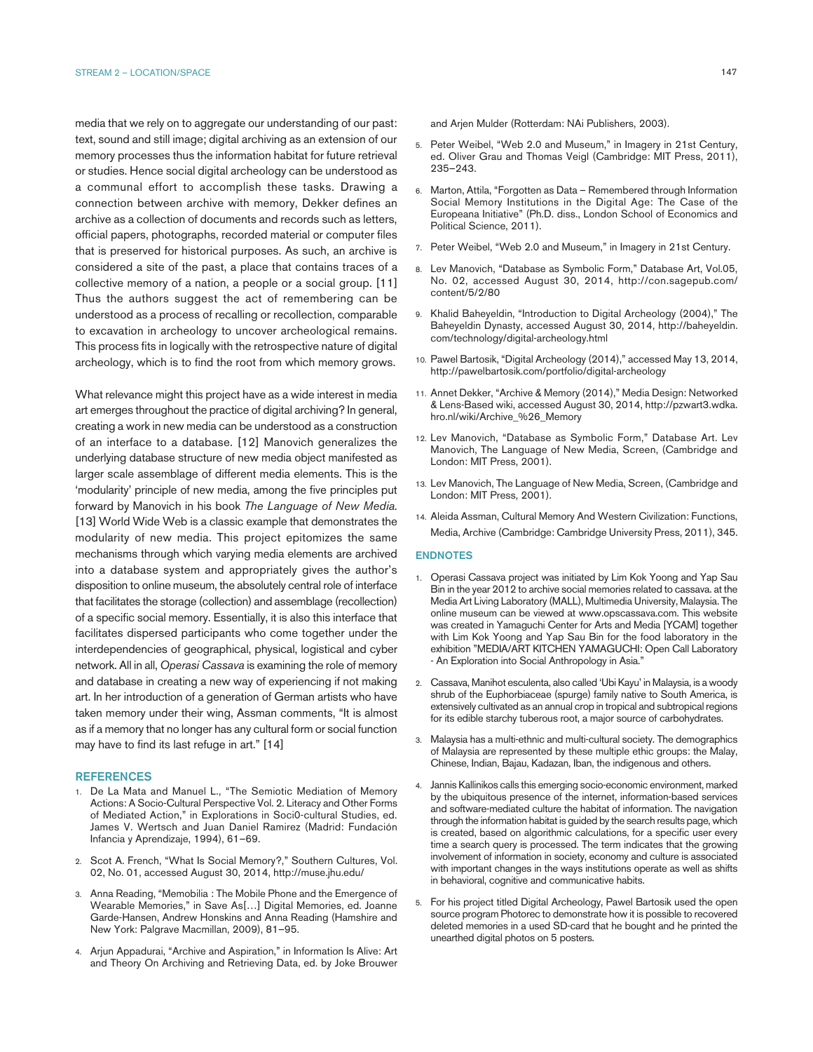media that we rely on to aggregate our understanding of our past: text, sound and still image; digital archiving as an extension of our memory processes thus the information habitat for future retrieval or studies. Hence social digital archeology can be understood as a communal effort to accomplish these tasks. Drawing a connection between archive with memory, Dekker defines an archive as a collection of documents and records such as letters, official papers, photographs, recorded material or computer files that is preserved for historical purposes. As such, an archive is considered a site of the past, a place that contains traces of a collective memory of a nation, a people or a social group. [11] Thus the authors suggest the act of remembering can be understood as a process of recalling or recollection, comparable to excavation in archeology to uncover archeological remains. This process fits in logically with the retrospective nature of digital archeology, which is to find the root from which memory grows.

What relevance might this project have as a wide interest in media art emerges throughout the practice of digital archiving? In general, creating a work in new media can be understood as a construction of an interface to a database. [12] Manovich generalizes the underlying database structure of new media object manifested as larger scale assemblage of different media elements. This is the 'modularity' principle of new media, among the five principles put forward by Manovich in his book *The Language of New Media.* [13] World Wide Web is a classic example that demonstrates the modularity of new media. This project epitomizes the same mechanisms through which varying media elements are archived into a database system and appropriately gives the author's disposition to online museum, the absolutely central role of interface that facilitates the storage (collection) and assemblage (recollection) of a specific social memory. Essentially, it is also this interface that facilitates dispersed participants who come together under the interdependencies of geographical, physical, logistical and cyber network. All in all, *Operasi Cassava* is examining the role of memory and database in creating a new way of experiencing if not making art. In her introduction of a generation of German artists who have taken memory under their wing, Assman comments, "It is almost as if a memory that no longer has any cultural form or social function may have to find its last refuge in art." [14]

## REFERENCES

1. De La Mata and Manuel L., "The Semiotic Mediation of Memory Actions: A Socio-Cultural Perspective Vol. 2. Literacy and Other Forms of Mediated Action," in Explorations in Soci0-cultural Studies, ed. James V. Wertsch and Juan Daniel Ramirez (Madrid: Fundación Infancia y Aprendizaje, 1994), 61–69.
2. Scot A. French, "What Is Social Memory?," Southern Cultures, Vol. 02, No. 01, accessed August 30, 2014, http://muse.jhu.edu/
3. Anna Reading, "Memobilia : The Mobile Phone and the Emergence of Wearable Memories," in Save As[…] Digital Memories, ed. Joanne Garde-Hansen, Andrew Honskins and Anna Reading (Hamshire and New York: Palgrave Macmillan, 2009), 81–95.
4. Arjun Appadurai, "Archive and Aspiration," in Information Is Alive: Art and Theory On Archiving and Retrieving Data, ed. by Joke Brouwer and Arjen Mulder (Rotterdam: NAi Publishers, 2003).
5. Peter Weibel, "Web 2.0 and Museum," in Imagery in 21st Century, ed. Oliver Grau and Thomas Veigl (Cambridge: MIT Press, 2011), 235–243.
6. Marton, Attila, "Forgotten as Data – Remembered through Information Social Memory Institutions in the Digital Age: The Case of the Europeana Initiative" (Ph.D. diss., London School of Economics and Political Science, 2011).
7. Peter Weibel, "Web 2.0 and Museum," in Imagery in 21st Century.
8. Lev Manovich, "Database as Symbolic Form," Database Art, Vol.05, No. 02, accessed August 30, 2014, http://con.sagepub.com/content/5/2/80
9. Khalid Baheyeldin, "Introduction to Digital Archeology (2004)," The Baheyeldin Dynasty, accessed August 30, 2014, http://baheyeldin.com/technology/digital-archeology.html
10. Pawel Bartosik, "Digital Archeology (2014)," accessed May 13, 2014, http://pawelbartosik.com/portfolio/digital-archeology
11. Annet Dekker, "Archive & Memory (2014)," Media Design: Networked & Lens-Based wiki, accessed August 30, 2014, http://pzwart3.wdka.hro.nl/wiki/Archive_%26_Memory
12. Lev Manovich, "Database as Symbolic Form," Database Art. Lev Manovich, The Language of New Media, Screen, (Cambridge and London: MIT Press, 2001).
13. Lev Manovich, The Language of New Media, Screen, (Cambridge and London: MIT Press, 2001).
14. Aleida Assman, Cultural Memory And Western Civilization: Functions, Media, Archive (Cambridge: Cambridge University Press, 2011), 345.

## ENDNOTES

1. Operasi Cassava project was initiated by Lim Kok Yoong and Yap Sau Bin in the year 2012 to archive social memories related to cassava. at the Media Art Living Laboratory (MALL), Multimedia University, Malaysia. The online museum can be viewed at www.opscassava.com. This website was created in Yamaguchi Center for Arts and Media [YCAM] together with Lim Kok Yoong and Yap Sau Bin for the food laboratory in the exhibition "MEDIA/ART KITCHEN YAMAGUCHI: Open Call Laboratory - An Exploration into Social Anthropology in Asia."
2. Cassava, Manihot esculenta, also called 'Ubi Kayu' in Malaysia, is a woody shrub of the Euphorbiaceae (spurge) family native to South America, is extensively cultivated as an annual crop in tropical and subtropical regions for its edible starchy tuberous root, a major source of carbohydrates.
3. Malaysia has a multi-ethnic and multi-cultural society. The demographics of Malaysia are represented by these multiple ethic groups: the Malay, Chinese, Indian, Bajau, Kadazan, Iban, the indigenous and others.
4. Jannis Kallinikos calls this emerging socio-economic environment, marked by the ubiquitous presence of the internet, information-based services and software-mediated culture the habitat of information. The navigation through the information habitat is guided by the search results page, which is created, based on algorithmic calculations, for a specific user every time a search query is processed. The term indicates that the growing involvement of information in society, economy and culture is associated with important changes in the ways institutions operate as well as shifts in behavioral, cognitive and communicative habits.
5. For his project titled Digital Archeology, Pawel Bartosik used the open source program Photorec to demonstrate how it is possible to recovered deleted memories in a used SD-card that he bought and he printed the unearthed digital photos on 5 posters.